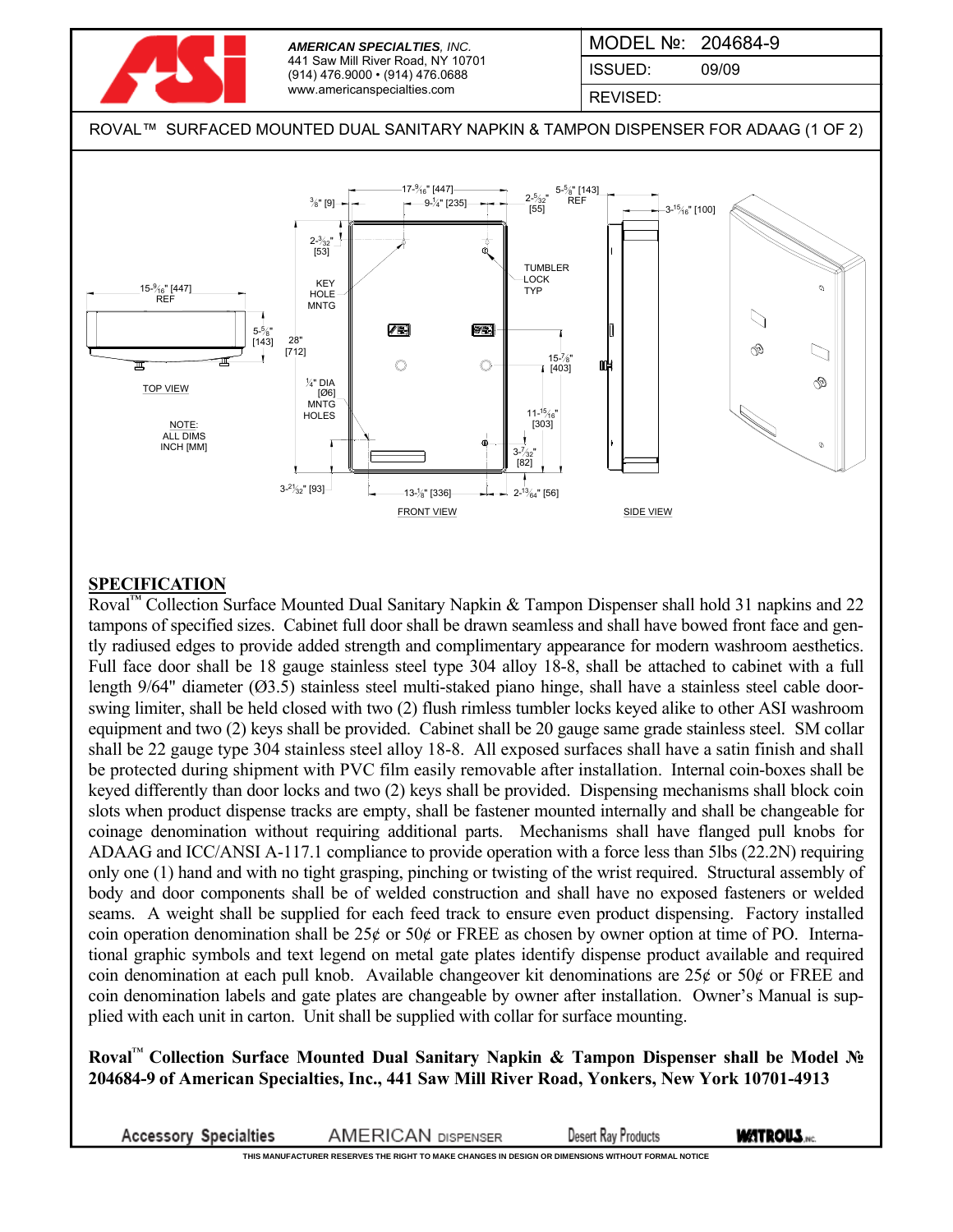**AMERICAN SPECIALTIES**, INC.
441 Saw Mill River Road, NY 10701
(914) 476.9000 • (914) 476.0688
www.americanspecialties.com

| MODEL №: | 204684-9 |
|---|---|
| ISSUED: | 09/09 |
| REVISED: | |

ROVAL™ SURFACED MOUNTED DUAL SANITARY NAPKIN & TAMPON DISPENSER FOR ADAAG (1 OF 2)

TOP VIEW — FRONT VIEW — SIDE VIEW

NOTE:
ALL DIMS
INCH [MM]

## SPECIFICATION

Roval™ Collection Surface Mounted Dual Sanitary Napkin & Tampon Dispenser shall hold 31 napkins and 22 tampons of specified sizes. Cabinet full door shall be drawn seamless and shall have bowed front face and gently radiused edges to provide added strength and complimentary appearance for modern washroom aesthetics. Full face door shall be 18 gauge stainless steel type 304 alloy 18-8, shall be attached to cabinet with a full length 9/64" diameter (Ø3.5) stainless steel multi-staked piano hinge, shall have a stainless steel cable door-swing limiter, shall be held closed with two (2) flush rimless tumbler locks keyed alike to other ASI washroom equipment and two (2) keys shall be provided. Cabinet shall be 20 gauge same grade stainless steel. SM collar shall be 22 gauge type 304 stainless steel alloy 18-8. All exposed surfaces shall have a satin finish and shall be protected during shipment with PVC film easily removable after installation. Internal coin-boxes shall be keyed differently than door locks and two (2) keys shall be provided. Dispensing mechanisms shall block coin slots when product dispense tracks are empty, shall be fastener mounted internally and shall be changeable for coinage denomination without requiring additional parts. Mechanisms shall have flanged pull knobs for ADAAG and ICC/ANSI A-117.1 compliance to provide operation with a force less than 5lbs (22.2N) requiring only one (1) hand and with no tight grasping, pinching or twisting of the wrist required. Structural assembly of body and door components shall be of welded construction and shall have no exposed fasteners or welded seams. A weight shall be supplied for each feed track to ensure even product dispensing. Factory installed coin operation denomination shall be 25¢ or 50¢ or FREE as chosen by owner option at time of PO. International graphic symbols and text legend on metal gate plates identify dispense product available and required coin denomination at each pull knob. Available changeover kit denominations are 25¢ or 50¢ or FREE and coin denomination labels and gate plates are changeable by owner after installation. Owner's Manual is supplied with each unit in carton. Unit shall be supplied with collar for surface mounting.

**Roval™ Collection Surface Mounted Dual Sanitary Napkin & Tampon Dispenser shall be Model № 204684-9 of American Specialties, Inc., 441 Saw Mill River Road, Yonkers, New York 10701-4913**

Accessory Specialties — AMERICAN DISPENSER — Desert Ray Products — WATROUS INC.

THIS MANUFACTURER RESERVES THE RIGHT TO MAKE CHANGES IN DESIGN OR DIMENSIONS WITHOUT FORMAL NOTICE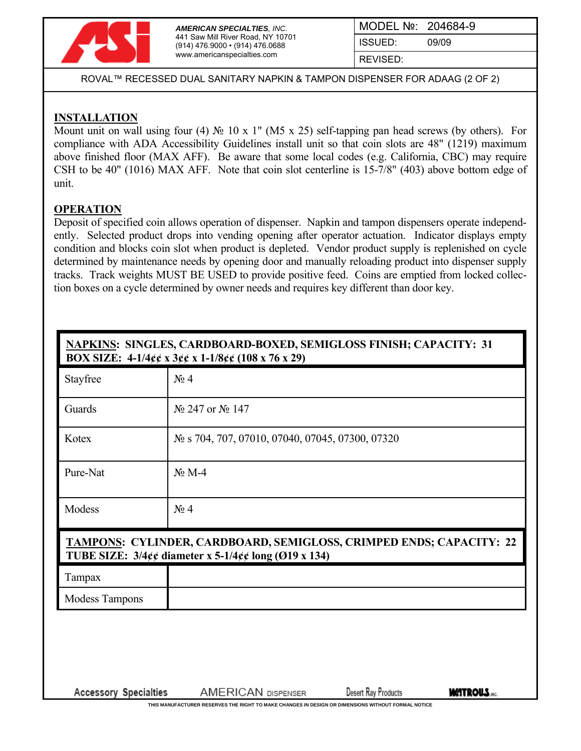AMERICAN SPECIALTIES, INC.
441 Saw Mill River Road, NY 10701
(914) 476.9000 • (914) 476.0688
www.americanspecialties.com

| | |
|---|---|
| MODEL №: | 204684-9 |
| ISSUED: | 09/09 |
| REVISED: | |

ROVAL™ RECESSED DUAL SANITARY NAPKIN & TAMPON DISPENSER FOR ADAAG (2 OF 2)

## INSTALLATION

Mount unit on wall using four (4) № 10 x 1" (M5 x 25) self-tapping pan head screws (by others). For compliance with ADA Accessibility Guidelines install unit so that coin slots are 48" (1219) maximum above finished floor (MAX AFF). Be aware that some local codes (e.g. California, CBC) may require CSH to be 40" (1016) MAX AFF. Note that coin slot centerline is 15-7/8" (403) above bottom edge of unit.

## OPERATION

Deposit of specified coin allows operation of dispenser. Napkin and tampon dispensers operate independently. Selected product drops into vending opening after operator actuation. Indicator displays empty condition and blocks coin slot when product is depleted. Vendor product supply is replenished on cycle determined by maintenance needs by opening door and manually reloading product into dispenser supply tracks. Track weights MUST BE USED to provide positive feed. Coins are emptied from locked collection boxes on a cycle determined by owner needs and requires key different than door key.

| | |
|---|---|
| **NAPKINS: SINGLES, CARDBOARD-BOXED, SEMIGLOSS FINISH; CAPACITY: 31 BOX SIZE: 4-1/4¢¢ x 3¢¢ x 1-1/8¢¢ (108 x 76 x 29)** | |
| Stayfree | № 4 |
| Guards | № 247 or № 147 |
| Kotex | № s 704, 707, 07010, 07040, 07045, 07300, 07320 |
| Pure-Nat | № M-4 |
| Modess | № 4 |
| **TAMPONS: CYLINDER, CARDBOARD, SEMIGLOSS, CRIMPED ENDS; CAPACITY: 22 TUBE SIZE: 3/4¢¢ diameter x 5-1/4¢¢ long (Ø19 x 134)** | |
| Tampax | |
| Modess Tampons | |

Accessory Specialties  AMERICAN DISPENSER  Desert Ray Products  WATROUS INC.

THIS MANUFACTURER RESERVES THE RIGHT TO MAKE CHANGES IN DESIGN OR DIMENSIONS WITHOUT FORMAL NOTICE